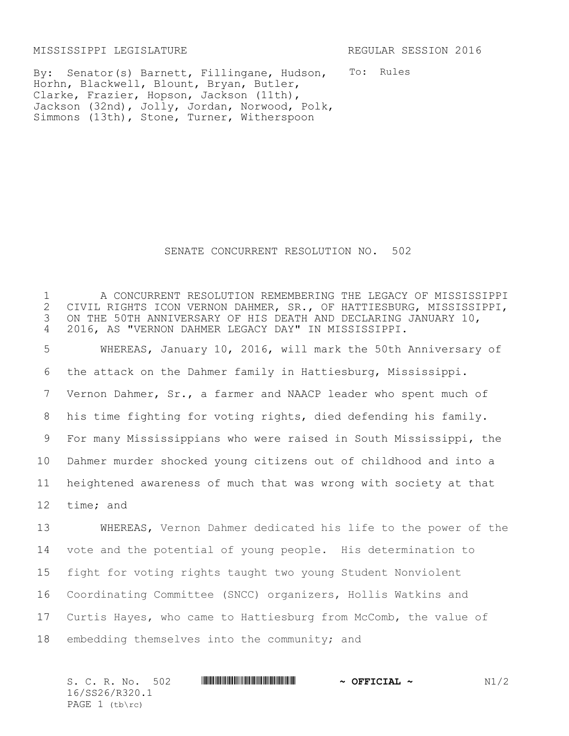MISSISSIPPI LEGISLATURE REGULAR SESSION 2016

By: Senator(s) Barnett, Fillingane, Hudson, Horhn, Blackwell, Blount, Bryan, Butler, Clarke, Frazier, Hopson, Jackson (11th), Jackson (32nd), Jolly, Jordan, Norwood, Polk, Simmons (13th), Stone, Turner, Witherspoon

To: Rules

# SENATE CONCURRENT RESOLUTION NO. 502

A CONCURRENT RESOLUTION REMEMBERING THE LEGACY OF MISSISSIPPI CIVIL RIGHTS ICON VERNON DAHMER, SR., OF HATTIESBURG, MISSISSIPPI, ON THE 50TH ANNIVERSARY OF HIS DEATH AND DECLARING JANUARY 10, 2016, AS "VERNON DAHMER LEGACY DAY" IN MISSISSIPPI.

WHEREAS, January 10, 2016, will mark the 50th Anniversary of the attack on the Dahmer family in Hattiesburg, Mississippi. Vernon Dahmer, Sr., a farmer and NAACP leader who spent much of his time fighting for voting rights, died defending his family. For many Mississippians who were raised in South Mississippi, the Dahmer murder shocked young citizens out of childhood and into a heightened awareness of much that was wrong with society at that time; and

WHEREAS, Vernon Dahmer dedicated his life to the power of the vote and the potential of young people. His determination to fight for voting rights taught two young Student Nonviolent Coordinating Committee (SNCC) organizers, Hollis Watkins and Curtis Hayes, who came to Hattiesburg from McComb, the value of embedding themselves into the community; and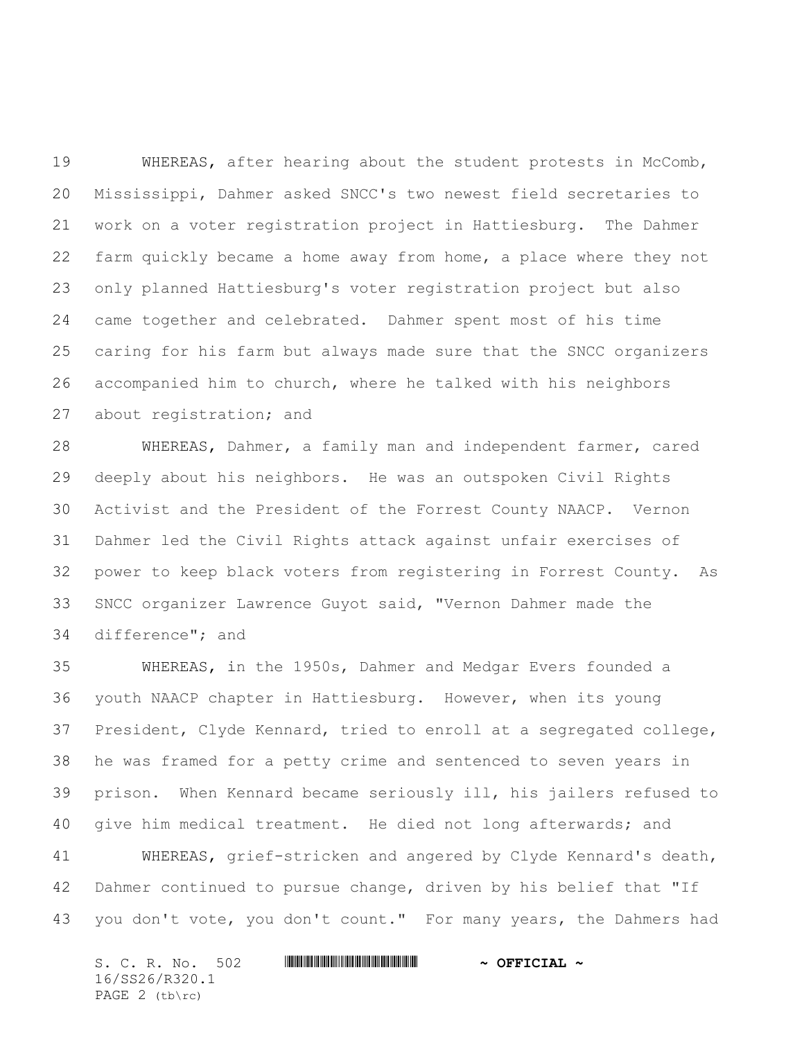WHEREAS, after hearing about the student protests in McComb, Mississippi, Dahmer asked SNCC's two newest field secretaries to work on a voter registration project in Hattiesburg. The Dahmer farm quickly became a home away from home, a place where they not only planned Hattiesburg's voter registration project but also came together and celebrated. Dahmer spent most of his time caring for his farm but always made sure that the SNCC organizers accompanied him to church, where he talked with his neighbors about registration; and

WHEREAS, Dahmer, a family man and independent farmer, cared deeply about his neighbors. He was an outspoken Civil Rights Activist and the President of the Forrest County NAACP. Vernon Dahmer led the Civil Rights attack against unfair exercises of power to keep black voters from registering in Forrest County. As SNCC organizer Lawrence Guyot said, "Vernon Dahmer made the difference"; and

WHEREAS, in the 1950s, Dahmer and Medgar Evers founded a youth NAACP chapter in Hattiesburg. However, when its young President, Clyde Kennard, tried to enroll at a segregated college, he was framed for a petty crime and sentenced to seven years in prison. When Kennard became seriously ill, his jailers refused to give him medical treatment. He died not long afterwards; and

WHEREAS, grief-stricken and angered by Clyde Kennard's death, Dahmer continued to pursue change, driven by his belief that "If you don't vote, you don't count." For many years, the Dahmers had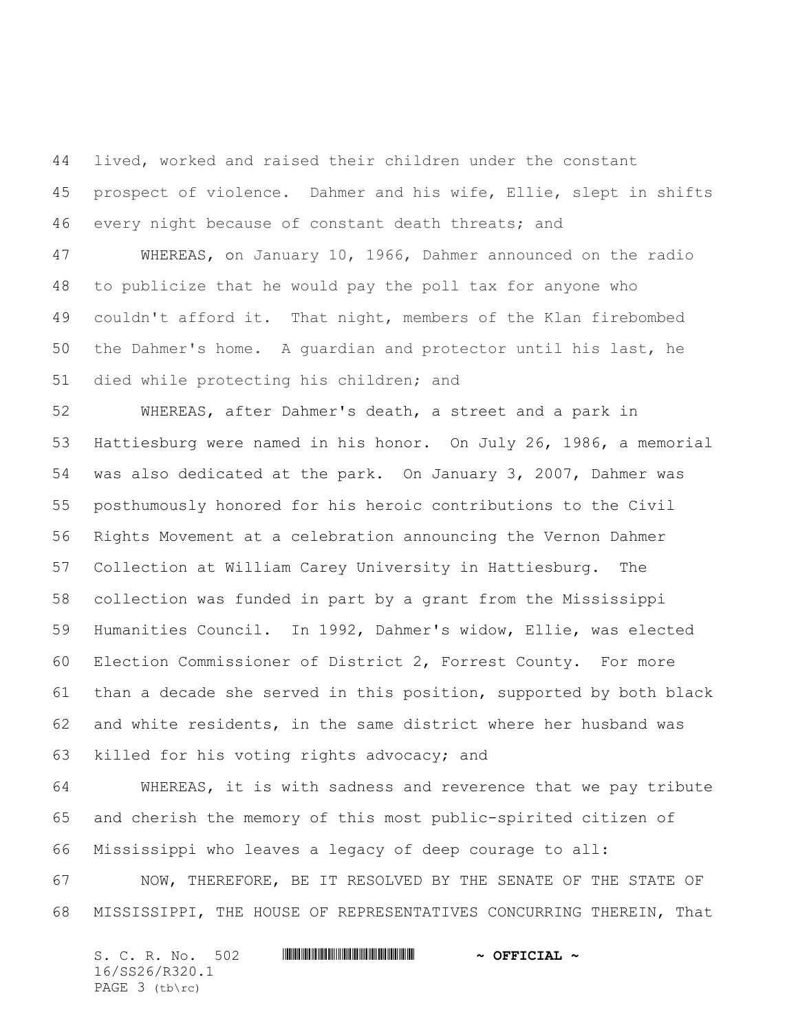lived, worked and raised their children under the constant prospect of violence. Dahmer and his wife, Ellie, slept in shifts every night because of constant death threats; and

WHEREAS, on January 10, 1966, Dahmer announced on the radio to publicize that he would pay the poll tax for anyone who couldn't afford it. That night, members of the Klan firebombed the Dahmer's home. A guardian and protector until his last, he died while protecting his children; and

WHEREAS, after Dahmer's death, a street and a park in Hattiesburg were named in his honor. On July 26, 1986, a memorial was also dedicated at the park. On January 3, 2007, Dahmer was posthumously honored for his heroic contributions to the Civil Rights Movement at a celebration announcing the Vernon Dahmer Collection at William Carey University in Hattiesburg. The collection was funded in part by a grant from the Mississippi Humanities Council. In 1992, Dahmer's widow, Ellie, was elected Election Commissioner of District 2, Forrest County. For more than a decade she served in this position, supported by both black and white residents, in the same district where her husband was killed for his voting rights advocacy; and

WHEREAS, it is with sadness and reverence that we pay tribute and cherish the memory of this most public-spirited citizen of Mississippi who leaves a legacy of deep courage to all:

NOW, THEREFORE, BE IT RESOLVED BY THE SENATE OF THE STATE OF MISSISSIPPI, THE HOUSE OF REPRESENTATIVES CONCURRING THEREIN, That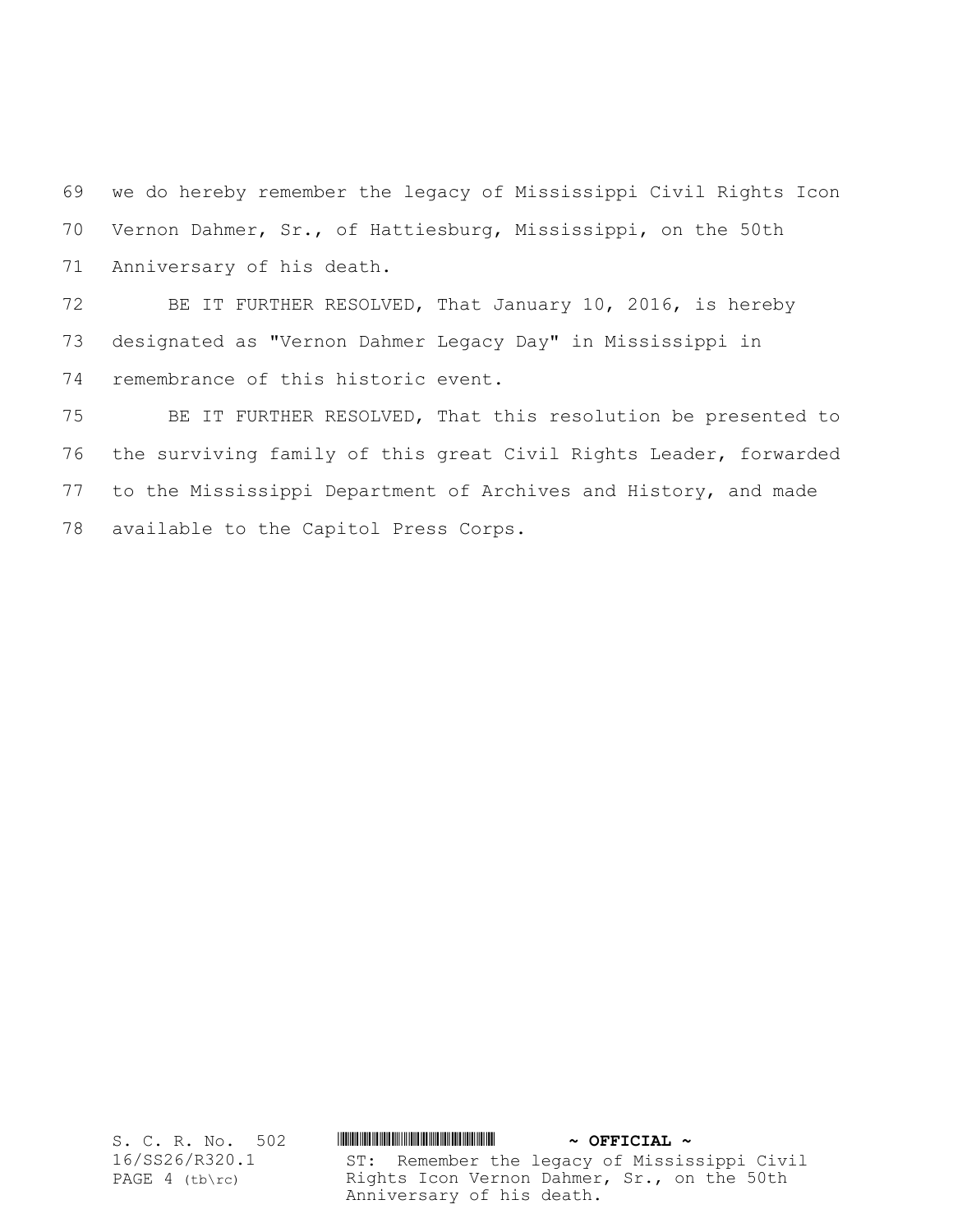we do hereby remember the legacy of Mississippi Civil Rights Icon Vernon Dahmer, Sr., of Hattiesburg, Mississippi, on the 50th Anniversary of his death.

BE IT FURTHER RESOLVED, That January 10, 2016, is hereby designated as "Vernon Dahmer Legacy Day" in Mississippi in remembrance of this historic event.

BE IT FURTHER RESOLVED, That this resolution be presented to the surviving family of this great Civil Rights Leader, forwarded to the Mississippi Department of Archives and History, and made available to the Capitol Press Corps.